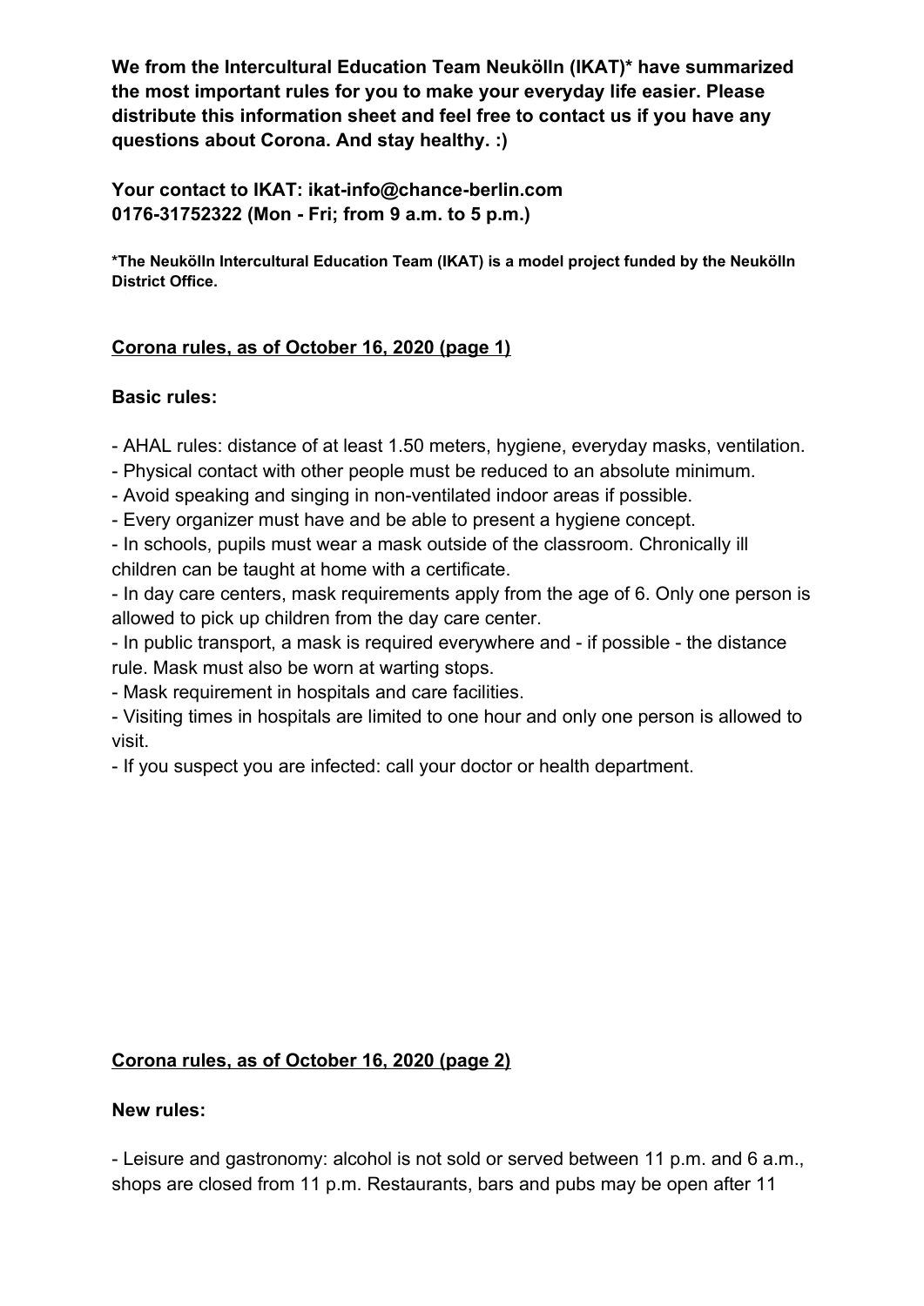**We from the Intercultural Education Team Neukölln (IKAT)* have summarized the most important rules for you to make your everyday life easier. Please distribute this information sheet and feel free to contact us if you have any questions about Corona. And stay healthy. :)**

**Your contact to IKAT: ikat-info@chance-berlin.com**
**0176-31752322 (Mon - Fri; from 9 a.m. to 5 p.m.)**

***The Neukölln Intercultural Education Team (IKAT) is a model project funded by the Neukölln District Office.**

## Corona rules, as of October 16, 2020 (page 1)

**Basic rules:**

- AHAL rules: distance of at least 1.50 meters, hygiene, everyday masks, ventilation.
- Physical contact with other people must be reduced to an absolute minimum.
- Avoid speaking and singing in non-ventilated indoor areas if possible.
- Every organizer must have and be able to present a hygiene concept.
- In schools, pupils must wear a mask outside of the classroom. Chronically ill children can be taught at home with a certificate.
- In day care centers, mask requirements apply from the age of 6. Only one person is allowed to pick up children from the day care center.
- In public transport, a mask is required everywhere and - if possible - the distance rule. Mask must also be worn at warting stops.
- Mask requirement in hospitals and care facilities.
- Visiting times in hospitals are limited to one hour and only one person is allowed to visit.
- If you suspect you are infected: call your doctor or health department.

## Corona rules, as of October 16, 2020 (page 2)

**New rules:**

- Leisure and gastronomy: alcohol is not sold or served between 11 p.m. and 6 a.m., shops are closed from 11 p.m. Restaurants, bars and pubs may be open after 11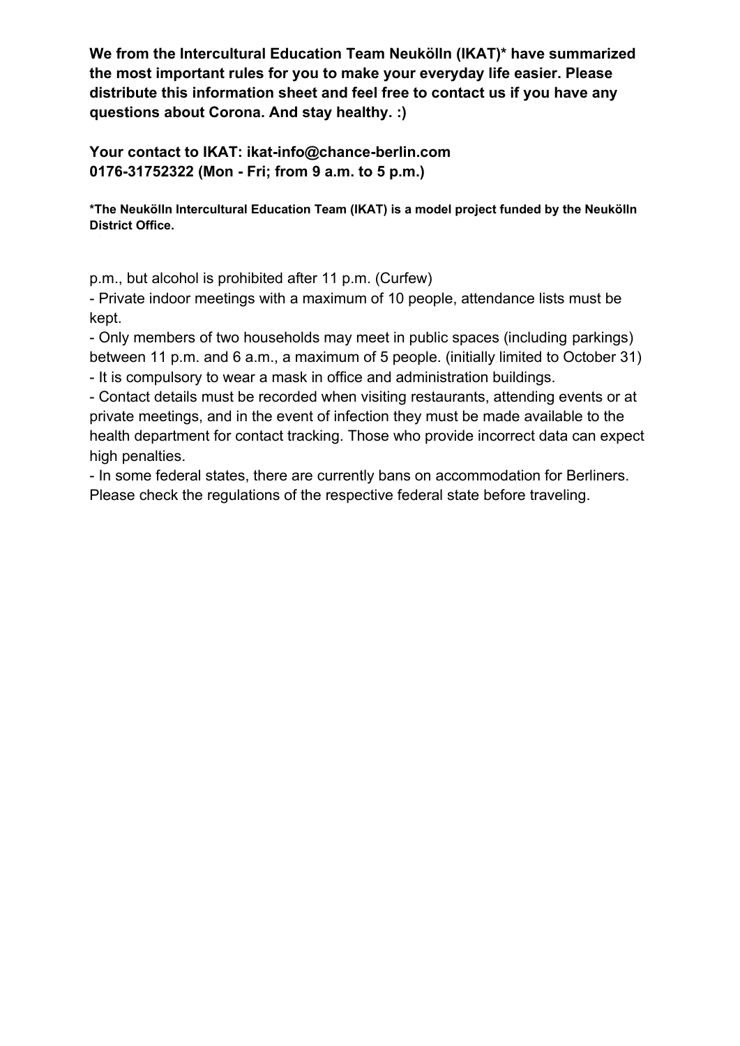**We from the Intercultural Education Team Neukölln (IKAT)* have summarized the most important rules for you to make your everyday life easier. Please distribute this information sheet and feel free to contact us if you have any questions about Corona. And stay healthy. :)**

**Your contact to IKAT: ikat-info@chance-berlin.com**
**0176-31752322 (Mon - Fri; from 9 a.m. to 5 p.m.)**

***The Neukölln Intercultural Education Team (IKAT) is a model project funded by the Neukölln District Office.**

p.m., but alcohol is prohibited after 11 p.m. (Curfew)

- Private indoor meetings with a maximum of 10 people, attendance lists must be kept.
- Only members of two households may meet in public spaces (including parkings) between 11 p.m. and 6 a.m., a maximum of 5 people. (initially limited to October 31)
- It is compulsory to wear a mask in office and administration buildings.
- Contact details must be recorded when visiting restaurants, attending events or at private meetings, and in the event of infection they must be made available to the health department for contact tracking. Those who provide incorrect data can expect high penalties.
- In some federal states, there are currently bans on accommodation for Berliners. Please check the regulations of the respective federal state before traveling.